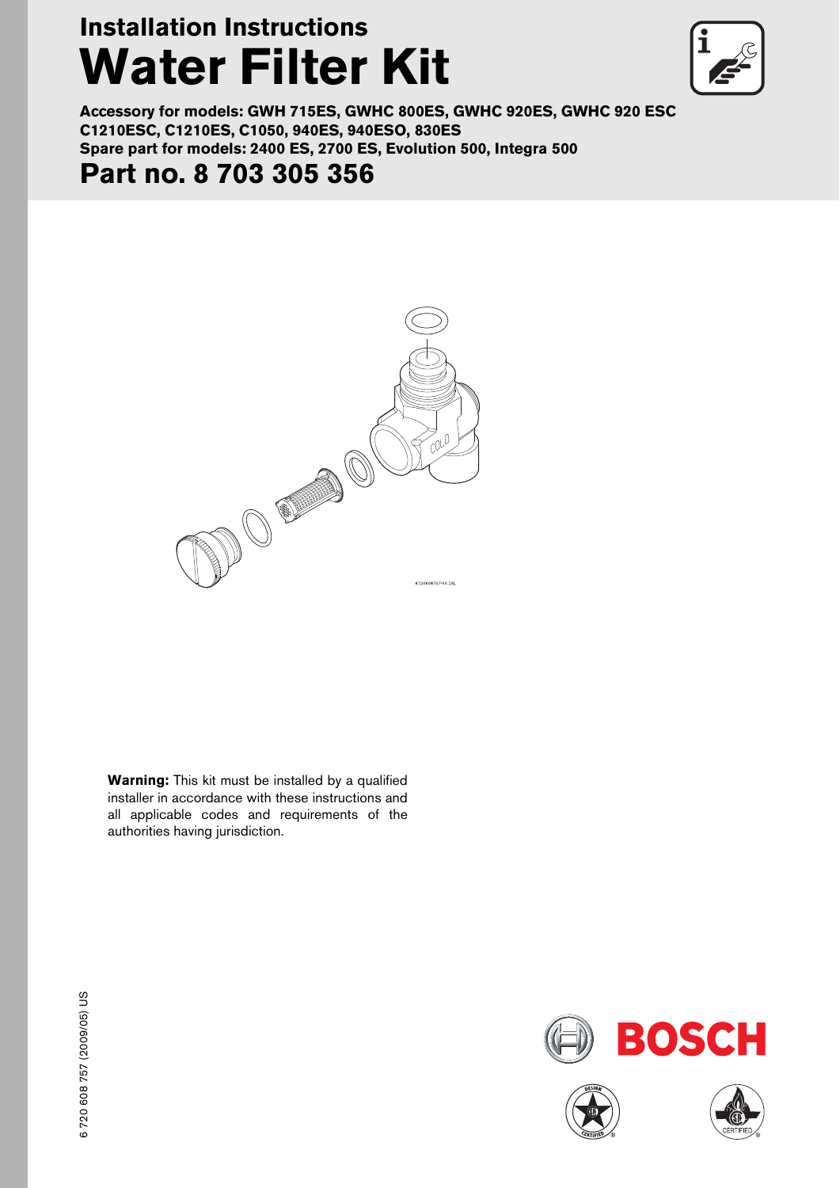# Installation Instructions

# Water Filter Kit

**Accessory for models: GWH 715ES, GWHC 800ES, GWHC 920ES, GWHC 920 ESC C1210ESC, C1210ES, C1050, 940ES, 940ESO, 830ES**
**Spare part for models: 2400 ES, 2700 ES, Evolution 500, Integra 500**

## Part no. 8 703 305 356

**Warning:** This kit must be installed by a qualified installer in accordance with these instructions and all applicable codes and requirements of the authorities having jurisdiction.

6 720 608 757 (2009/05) US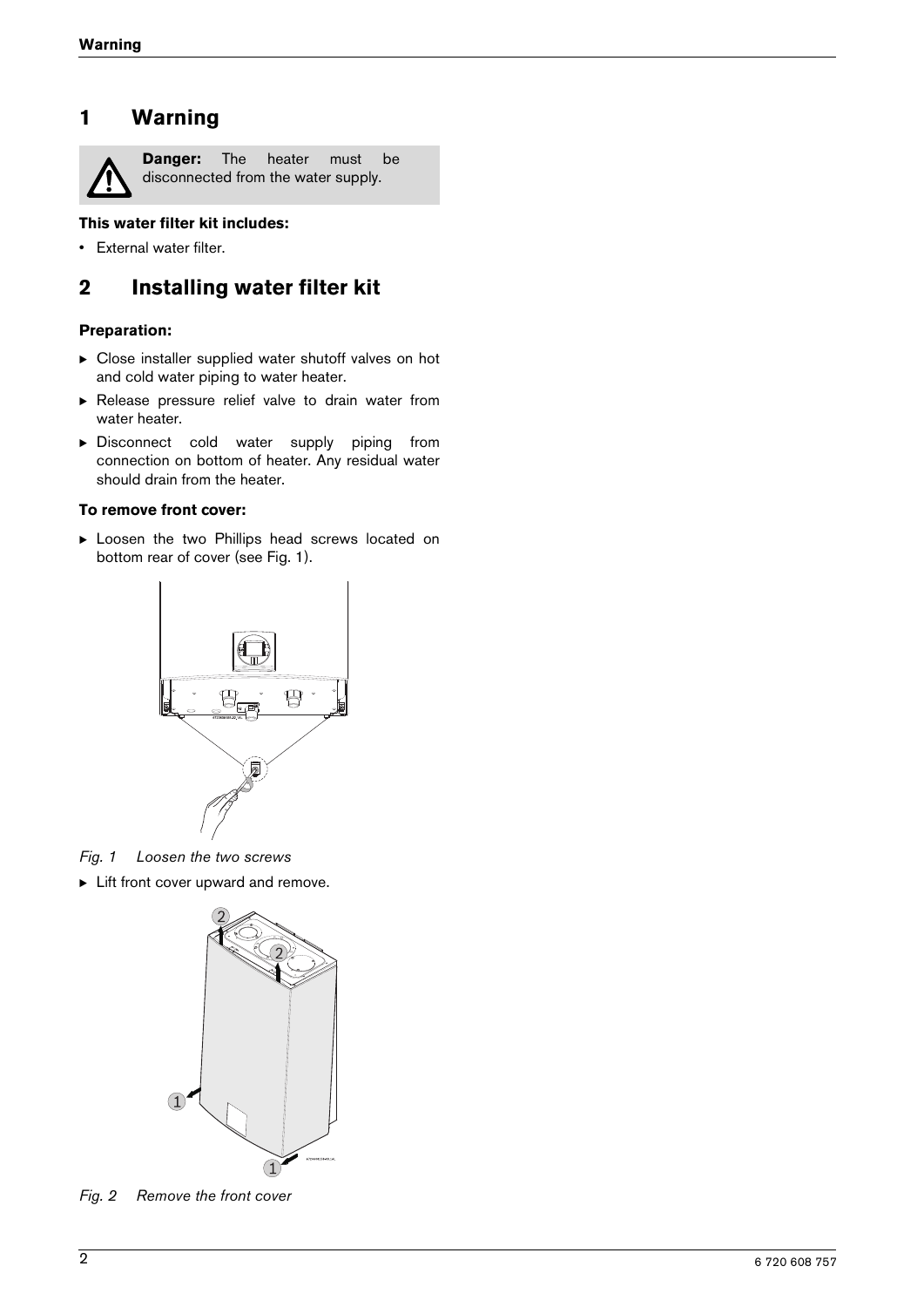# 1 Warning

**Danger:** The heater must be disconnected from the water supply.

**This water filter kit includes:**

- External water filter.

# 2 Installing water filter kit

**Preparation:**

- Close installer supplied water shutoff valves on hot and cold water piping to water heater.
- Release pressure relief valve to drain water from water heater.
- Disconnect cold water supply piping from connection on bottom of heater. Any residual water should drain from the heater.

**To remove front cover:**

- Loosen the two Phillips head screws located on bottom rear of cover (see Fig. 1).

*Fig. 1 Loosen the two screws*

- Lift front cover upward and remove.

*Fig. 2 Remove the front cover*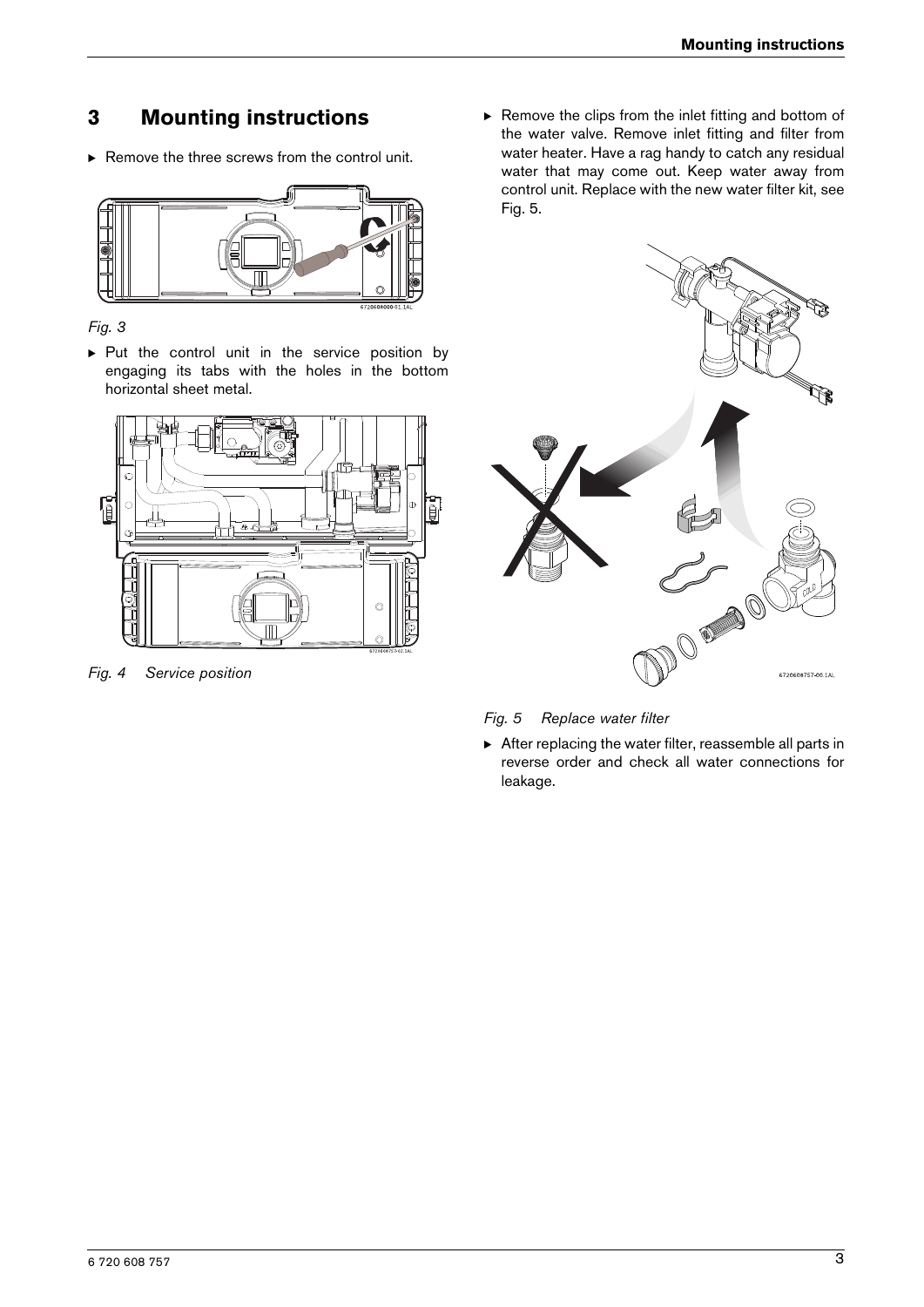# 3 Mounting instructions

- Remove the three screws from the control unit.

*Fig. 3*

- Put the control unit in the service position by engaging its tabs with the holes in the bottom horizontal sheet metal.

*Fig. 4 Service position*

- Remove the clips from the inlet fitting and bottom of the water valve. Remove inlet fitting and filter from water heater. Have a rag handy to catch any residual water that may come out. Keep water away from control unit. Replace with the new water filter kit, see Fig. 5.

*Fig. 5 Replace water filter*

- After replacing the water filter, reassemble all parts in reverse order and check all water connections for leakage.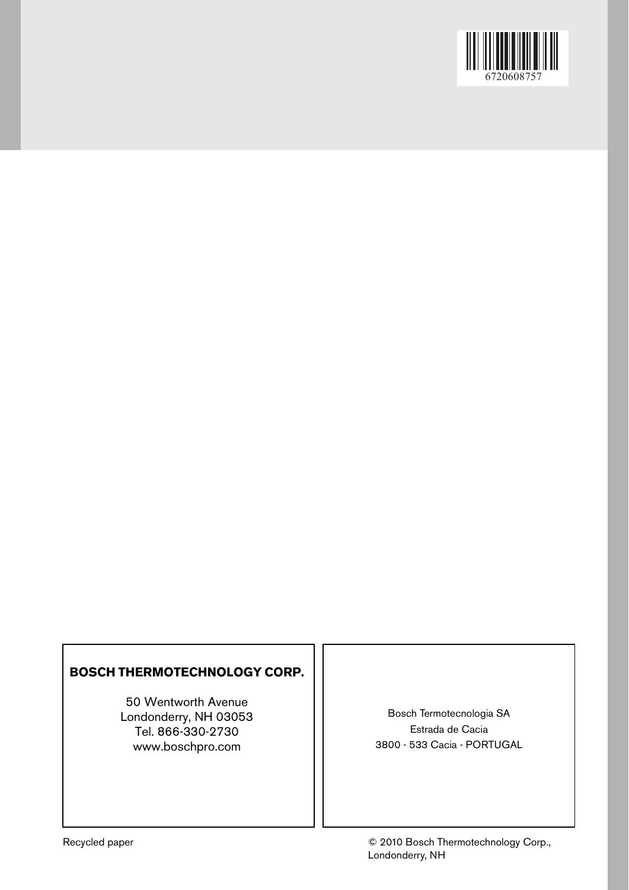6720608757

**BOSCH THERMOTECHNOLOGY CORP.**

50 Wentworth Avenue
Londonderry, NH 03053
Tel. 866-330-2730
www.boschpro.com

Bosch Termotecnologia SA
Estrada de Cacia
3800 - 533 Cacia - PORTUGAL

Recycled paper

© 2010 Bosch Thermotechnology Corp., Londonderry, NH